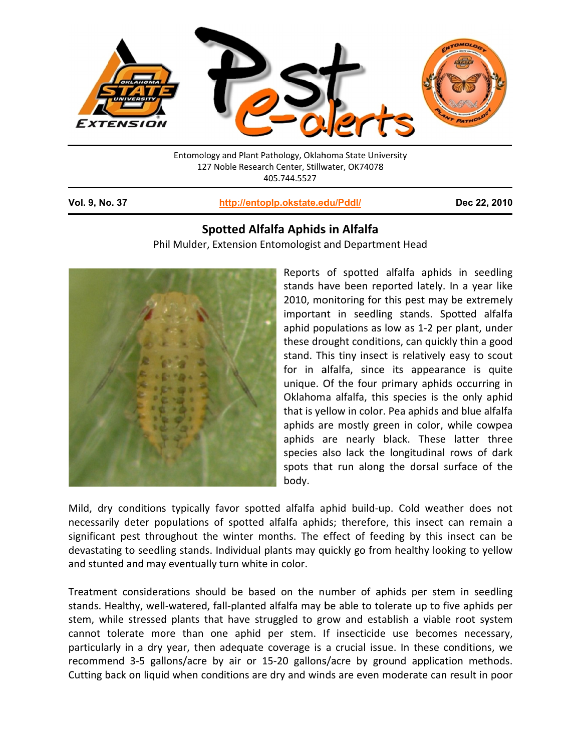Entomology and Plant Pathology, Oklahoma State University
127 Noble Research Center, Stillwater, OK74078
405.744.5527

**Vol. 9, No. 37** | **http://entoplp.okstate.edu/Pddl/** | **Dec 22, 2010**

## Spotted Alfalfa Aphids in Alfalfa

Phil Mulder, Extension Entomologist and Department Head

Reports of spotted alfalfa aphids in seedling stands have been reported lately. In a year like 2010, monitoring for this pest may be extremely important in seedling stands. Spotted alfalfa aphid populations as low as 1-2 per plant, under these drought conditions, can quickly thin a good stand. This tiny insect is relatively easy to scout for in alfalfa, since its appearance is quite unique. Of the four primary aphids occurring in Oklahoma alfalfa, this species is the only aphid that is yellow in color. Pea aphids and blue alfalfa aphids are mostly green in color, while cowpea aphids are nearly black. These latter three species also lack the longitudinal rows of dark spots that run along the dorsal surface of the body.

Mild, dry conditions typically favor spotted alfalfa aphid build-up. Cold weather does not necessarily deter populations of spotted alfalfa aphids; therefore, this insect can remain a significant pest throughout the winter months. The effect of feeding by this insect can be devastating to seedling stands. Individual plants may quickly go from healthy looking to yellow and stunted and may eventually turn white in color.

Treatment considerations should be based on the number of aphids per stem in seedling stands. Healthy, well-watered, fall-planted alfalfa may be able to tolerate up to five aphids per stem, while stressed plants that have struggled to grow and establish a viable root system cannot tolerate more than one aphid per stem. If insecticide use becomes necessary, particularly in a dry year, then adequate coverage is a crucial issue. In these conditions, we recommend 3-5 gallons/acre by air or 15-20 gallons/acre by ground application methods. Cutting back on liquid when conditions are dry and winds are even moderate can result in poor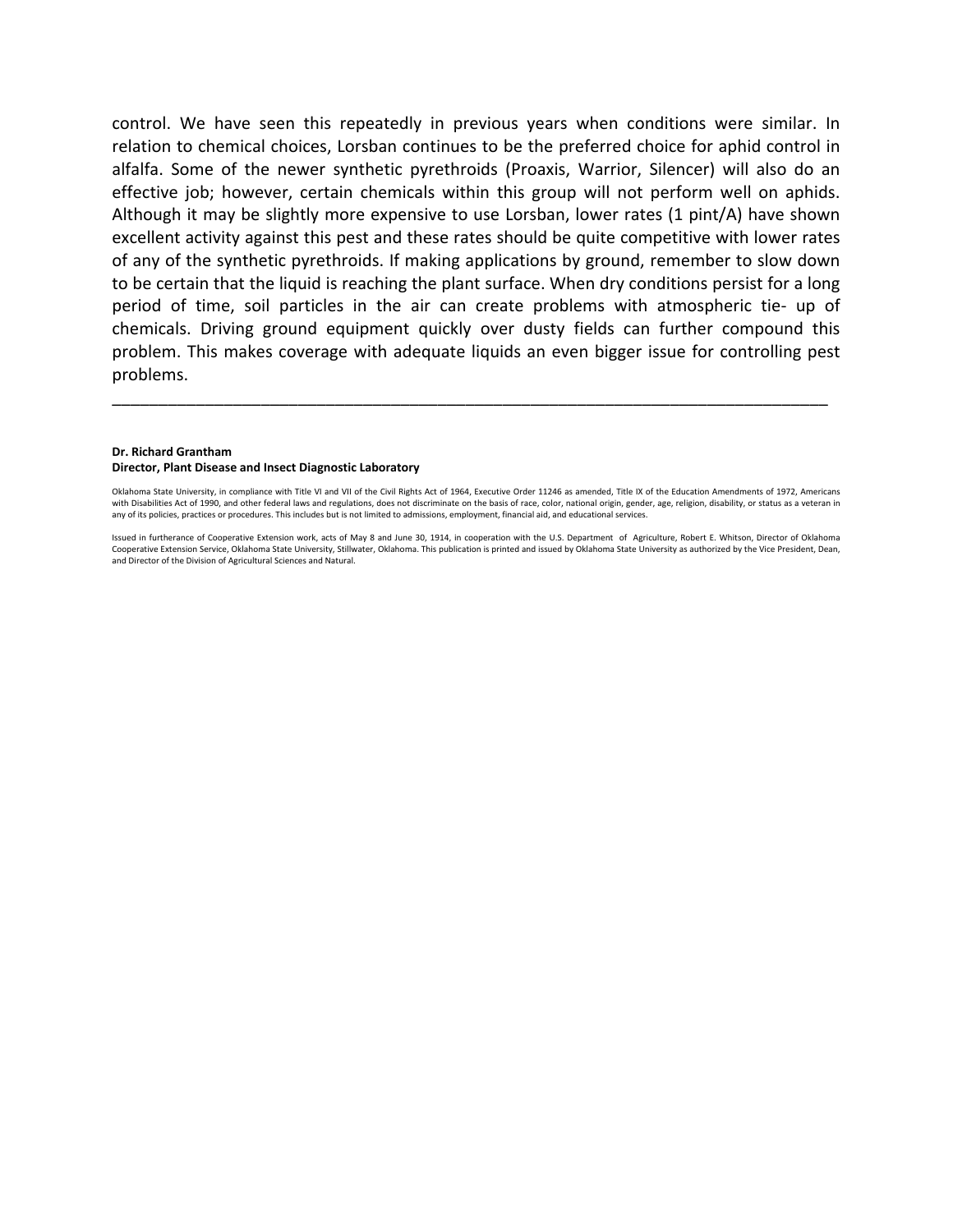control. We have seen this repeatedly in previous years when conditions were similar. In relation to chemical choices, Lorsban continues to be the preferred choice for aphid control in alfalfa. Some of the newer synthetic pyrethroids (Proaxis, Warrior, Silencer) will also do an effective job; however, certain chemicals within this group will not perform well on aphids. Although it may be slightly more expensive to use Lorsban, lower rates (1 pint/A) have shown excellent activity against this pest and these rates should be quite competitive with lower rates of any of the synthetic pyrethroids. If making applications by ground, remember to slow down to be certain that the liquid is reaching the plant surface. When dry conditions persist for a long period of time, soil particles in the air can create problems with atmospheric tie- up of chemicals. Driving ground equipment quickly over dusty fields can further compound this problem. This makes coverage with adequate liquids an even bigger issue for controlling pest problems.

---

**Dr. Richard Grantham**
**Director, Plant Disease and Insect Diagnostic Laboratory**

Oklahoma State University, in compliance with Title VI and VII of the Civil Rights Act of 1964, Executive Order 11246 as amended, Title IX of the Education Amendments of 1972, Americans with Disabilities Act of 1990, and other federal laws and regulations, does not discriminate on the basis of race, color, national origin, gender, age, religion, disability, or status as a veteran in any of its policies, practices or procedures. This includes but is not limited to admissions, employment, financial aid, and educational services.

Issued in furtherance of Cooperative Extension work, acts of May 8 and June 30, 1914, in cooperation with the U.S. Department of Agriculture, Robert E. Whitson, Director of Oklahoma Cooperative Extension Service, Oklahoma State University, Stillwater, Oklahoma. This publication is printed and issued by Oklahoma State University as authorized by the Vice President, Dean, and Director of the Division of Agricultural Sciences and Natural.